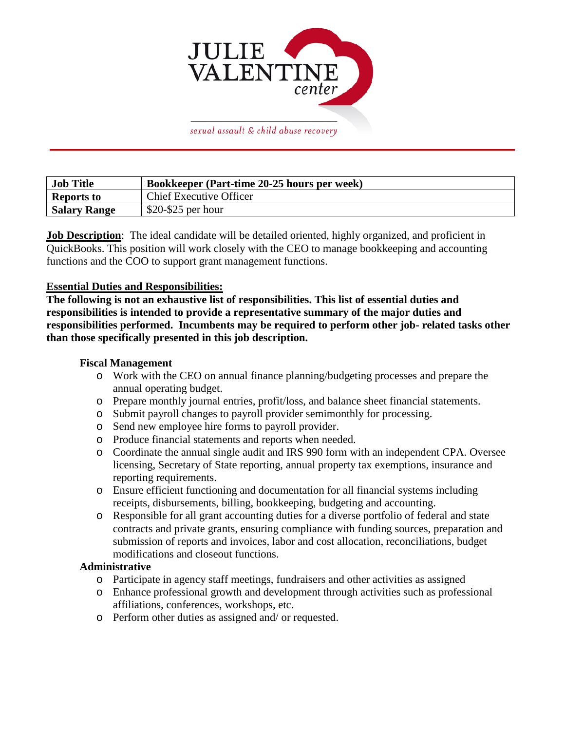JULIE VALENTINE center

*sexual assault & child abuse recovery*

| **Job Title** | **Bookkeeper (Part-time 20-25 hours per week)** |
|---|---|
| **Reports to** | Chief Executive Officer |
| **Salary Range** | $20-$25 per hour |

**Job Description**: The ideal candidate will be detailed oriented, highly organized, and proficient in QuickBooks. This position will work closely with the CEO to manage bookkeeping and accounting functions and the COO to support grant management functions.

**Essential Duties and Responsibilities:**

**The following is not an exhaustive list of responsibilities. This list of essential duties and responsibilities is intended to provide a representative summary of the major duties and responsibilities performed. Incumbents may be required to perform other job- related tasks other than those specifically presented in this job description.**

### Fiscal Management

- Work with the CEO on annual finance planning/budgeting processes and prepare the annual operating budget.
- Prepare monthly journal entries, profit/loss, and balance sheet financial statements.
- Submit payroll changes to payroll provider semimonthly for processing.
- Send new employee hire forms to payroll provider.
- Produce financial statements and reports when needed.
- Coordinate the annual single audit and IRS 990 form with an independent CPA. Oversee licensing, Secretary of State reporting, annual property tax exemptions, insurance and reporting requirements.
- Ensure efficient functioning and documentation for all financial systems including receipts, disbursements, billing, bookkeeping, budgeting and accounting.
- Responsible for all grant accounting duties for a diverse portfolio of federal and state contracts and private grants, ensuring compliance with funding sources, preparation and submission of reports and invoices, labor and cost allocation, reconciliations, budget modifications and closeout functions.

### Administrative

- Participate in agency staff meetings, fundraisers and other activities as assigned
- Enhance professional growth and development through activities such as professional affiliations, conferences, workshops, etc.
- Perform other duties as assigned and/ or requested.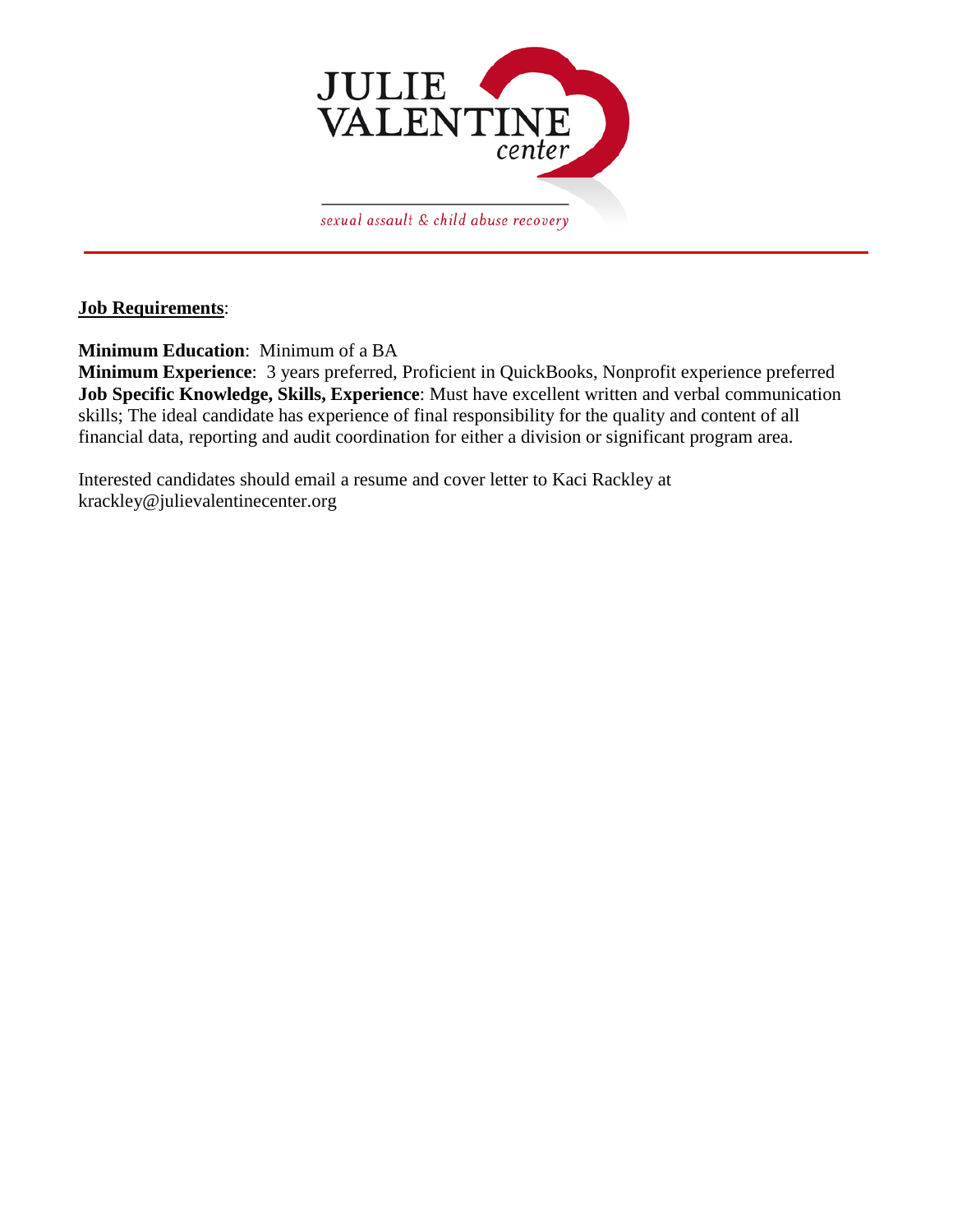**Job Requirements**:

**Minimum Education**: Minimum of a BA
**Minimum Experience**: 3 years preferred, Proficient in QuickBooks, Nonprofit experience preferred
**Job Specific Knowledge, Skills, Experience**: Must have excellent written and verbal communication skills; The ideal candidate has experience of final responsibility for the quality and content of all financial data, reporting and audit coordination for either a division or significant program area.

Interested candidates should email a resume and cover letter to Kaci Rackley at krackley@julievalentinecenter.org